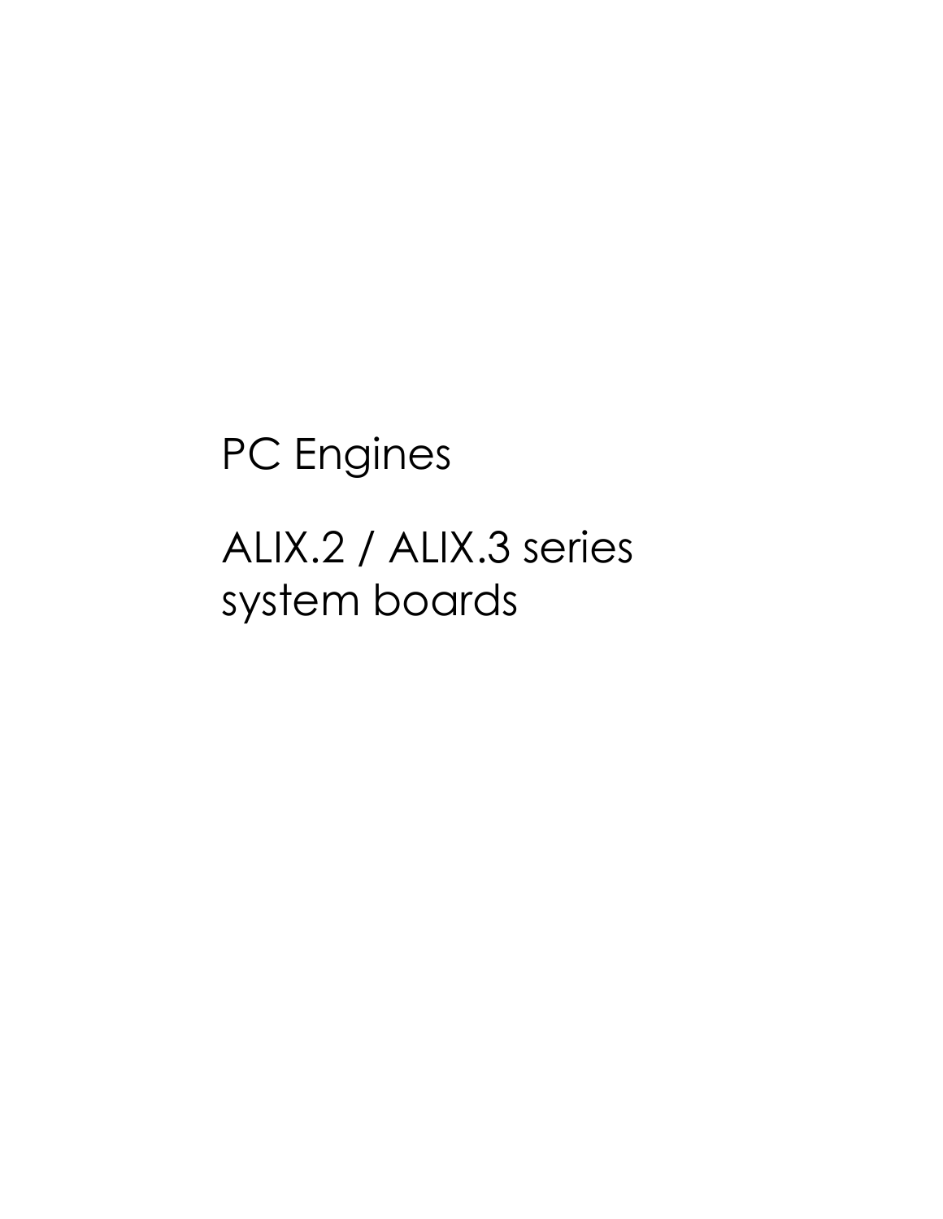# PC Engines

# ALIX.2 / ALIX.3 series system boards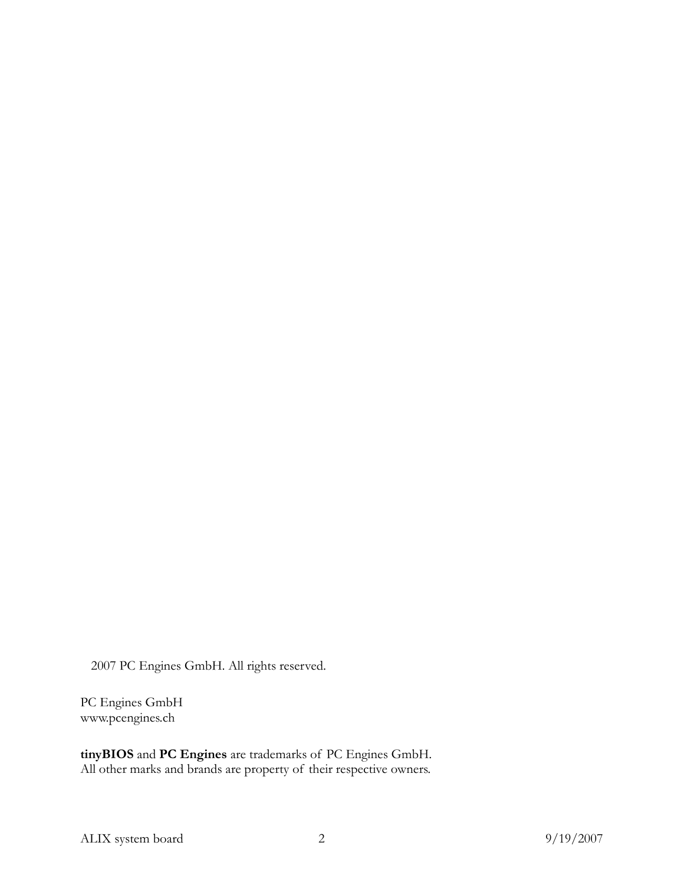2007 PC Engines GmbH. All rights reserved.

PC Engines GmbH
www.pcengines.ch

**tinyBIOS** and **PC Engines** are trademarks of PC Engines GmbH.
All other marks and brands are property of their respective owners.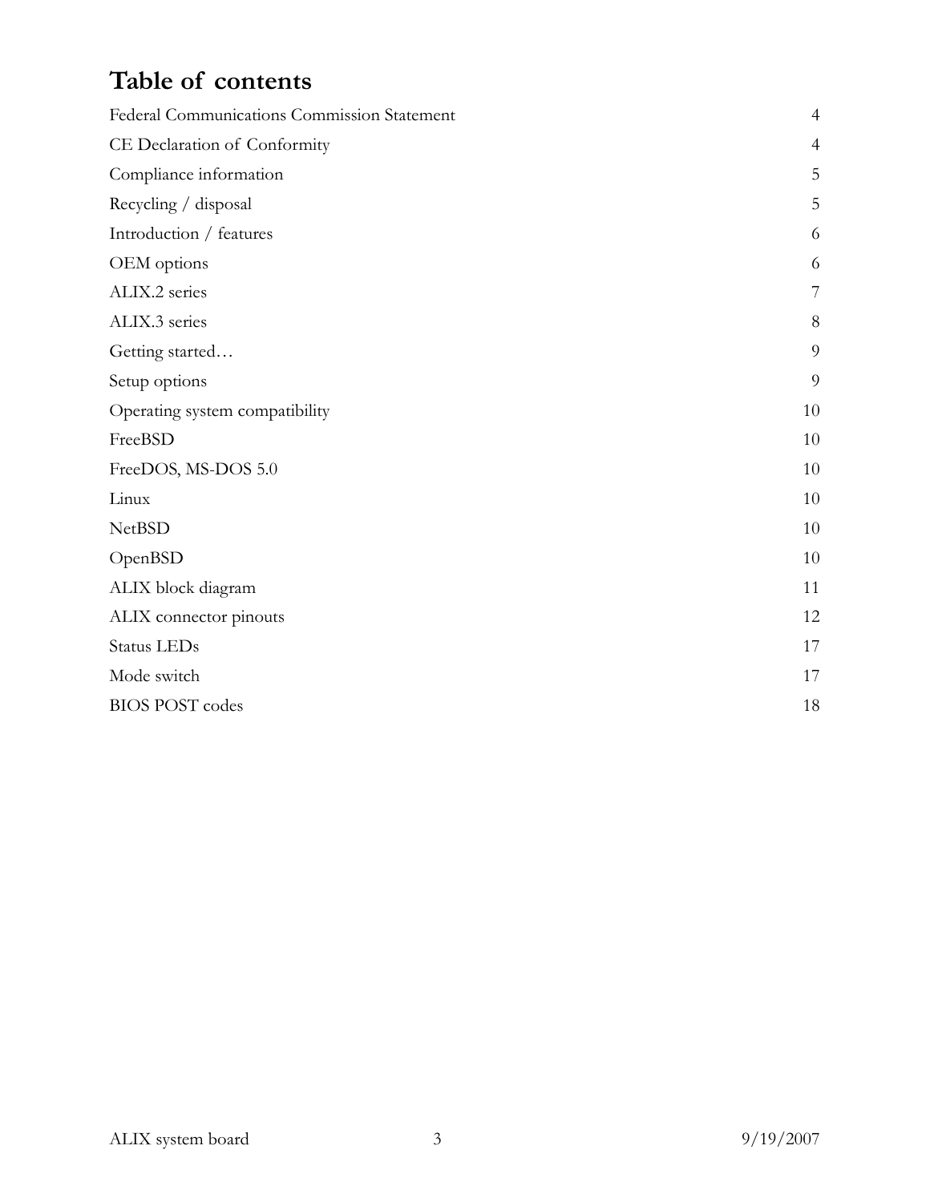# Table of contents

| | |
|---|---|
| Federal Communications Commission Statement | 4 |
| CE Declaration of Conformity | 4 |
| Compliance information | 5 |
| Recycling / disposal | 5 |
| Introduction / features | 6 |
| OEM options | 6 |
| ALIX.2 series | 7 |
| ALIX.3 series | 8 |
| Getting started… | 9 |
| Setup options | 9 |
| Operating system compatibility | 10 |
| FreeBSD | 10 |
| FreeDOS, MS-DOS 5.0 | 10 |
| Linux | 10 |
| NetBSD | 10 |
| OpenBSD | 10 |
| ALIX block diagram | 11 |
| ALIX connector pinouts | 12 |
| Status LEDs | 17 |
| Mode switch | 17 |
| BIOS POST codes | 18 |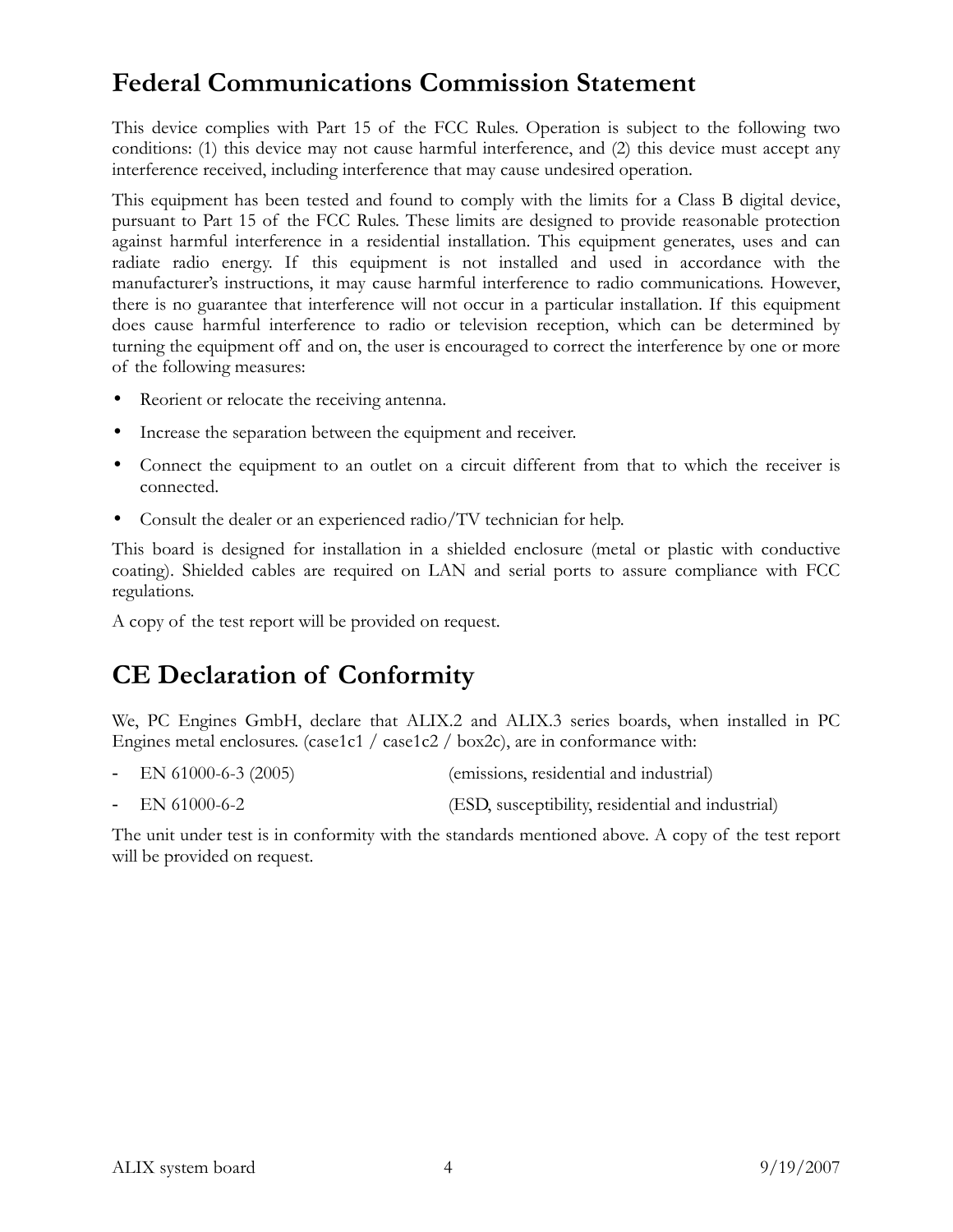## Federal Communications Commission Statement

This device complies with Part 15 of the FCC Rules. Operation is subject to the following two conditions: (1) this device may not cause harmful interference, and (2) this device must accept any interference received, including interference that may cause undesired operation.

This equipment has been tested and found to comply with the limits for a Class B digital device, pursuant to Part 15 of the FCC Rules. These limits are designed to provide reasonable protection against harmful interference in a residential installation. This equipment generates, uses and can radiate radio energy. If this equipment is not installed and used in accordance with the manufacturer's instructions, it may cause harmful interference to radio communications. However, there is no guarantee that interference will not occur in a particular installation. If this equipment does cause harmful interference to radio or television reception, which can be determined by turning the equipment off and on, the user is encouraged to correct the interference by one or more of the following measures:

- Reorient or relocate the receiving antenna.
- Increase the separation between the equipment and receiver.
- Connect the equipment to an outlet on a circuit different from that to which the receiver is connected.
- Consult the dealer or an experienced radio/TV technician for help.

This board is designed for installation in a shielded enclosure (metal or plastic with conductive coating). Shielded cables are required on LAN and serial ports to assure compliance with FCC regulations.

A copy of the test report will be provided on request.

## CE Declaration of Conformity

We, PC Engines GmbH, declare that ALIX.2 and ALIX.3 series boards, when installed in PC Engines metal enclosures. (case1c1 / case1c2 / box2c), are in conformance with:

- EN 61000-6-3 (2005) (emissions, residential and industrial)
- EN 61000-6-2 (ESD, susceptibility, residential and industrial)

The unit under test is in conformity with the standards mentioned above. A copy of the test report will be provided on request.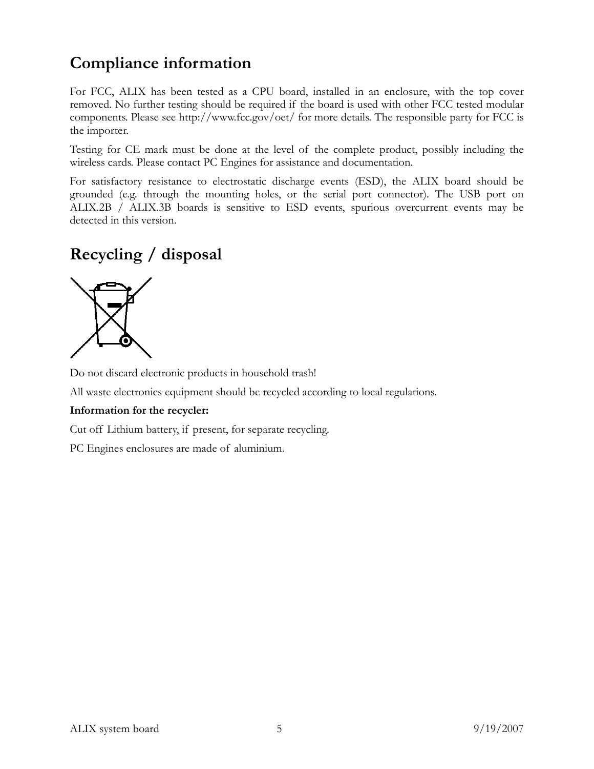## Compliance information

For FCC, ALIX has been tested as a CPU board, installed in an enclosure, with the top cover removed. No further testing should be required if the board is used with other FCC tested modular components. Please see http://www.fcc.gov/oet/ for more details. The responsible party for FCC is the importer.

Testing for CE mark must be done at the level of the complete product, possibly including the wireless cards. Please contact PC Engines for assistance and documentation.

For satisfactory resistance to electrostatic discharge events (ESD), the ALIX board should be grounded (e.g. through the mounting holes, or the serial port connector). The USB port on ALIX.2B / ALIX.3B boards is sensitive to ESD events, spurious overcurrent events may be detected in this version.

## Recycling / disposal

Do not discard electronic products in household trash!

All waste electronics equipment should be recycled according to local regulations.

**Information for the recycler:**

Cut off Lithium battery, if present, for separate recycling.

PC Engines enclosures are made of aluminium.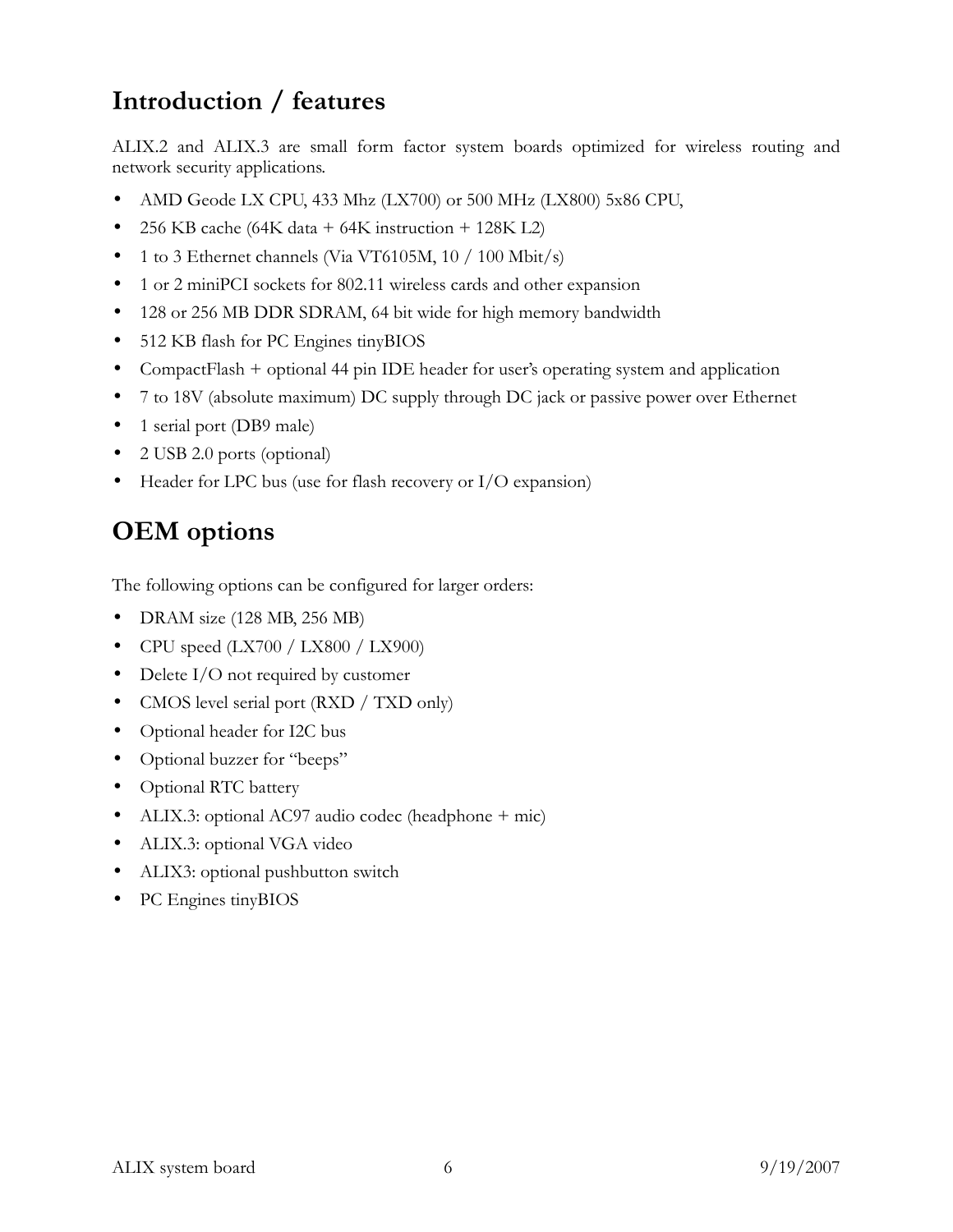# Introduction / features

ALIX.2 and ALIX.3 are small form factor system boards optimized for wireless routing and network security applications.

- AMD Geode LX CPU, 433 Mhz (LX700) or 500 MHz (LX800) 5x86 CPU,
- 256 KB cache (64K data + 64K instruction + 128K L2)
- 1 to 3 Ethernet channels (Via VT6105M, 10 / 100 Mbit/s)
- 1 or 2 miniPCI sockets for 802.11 wireless cards and other expansion
- 128 or 256 MB DDR SDRAM, 64 bit wide for high memory bandwidth
- 512 KB flash for PC Engines tinyBIOS
- CompactFlash + optional 44 pin IDE header for user's operating system and application
- 7 to 18V (absolute maximum) DC supply through DC jack or passive power over Ethernet
- 1 serial port (DB9 male)
- 2 USB 2.0 ports (optional)
- Header for LPC bus (use for flash recovery or I/O expansion)

# OEM options

The following options can be configured for larger orders:

- DRAM size (128 MB, 256 MB)
- CPU speed (LX700 / LX800 / LX900)
- Delete I/O not required by customer
- CMOS level serial port (RXD / TXD only)
- Optional header for I2C bus
- Optional buzzer for "beeps"
- Optional RTC battery
- ALIX.3: optional AC97 audio codec (headphone + mic)
- ALIX.3: optional VGA video
- ALIX3: optional pushbutton switch
- PC Engines tinyBIOS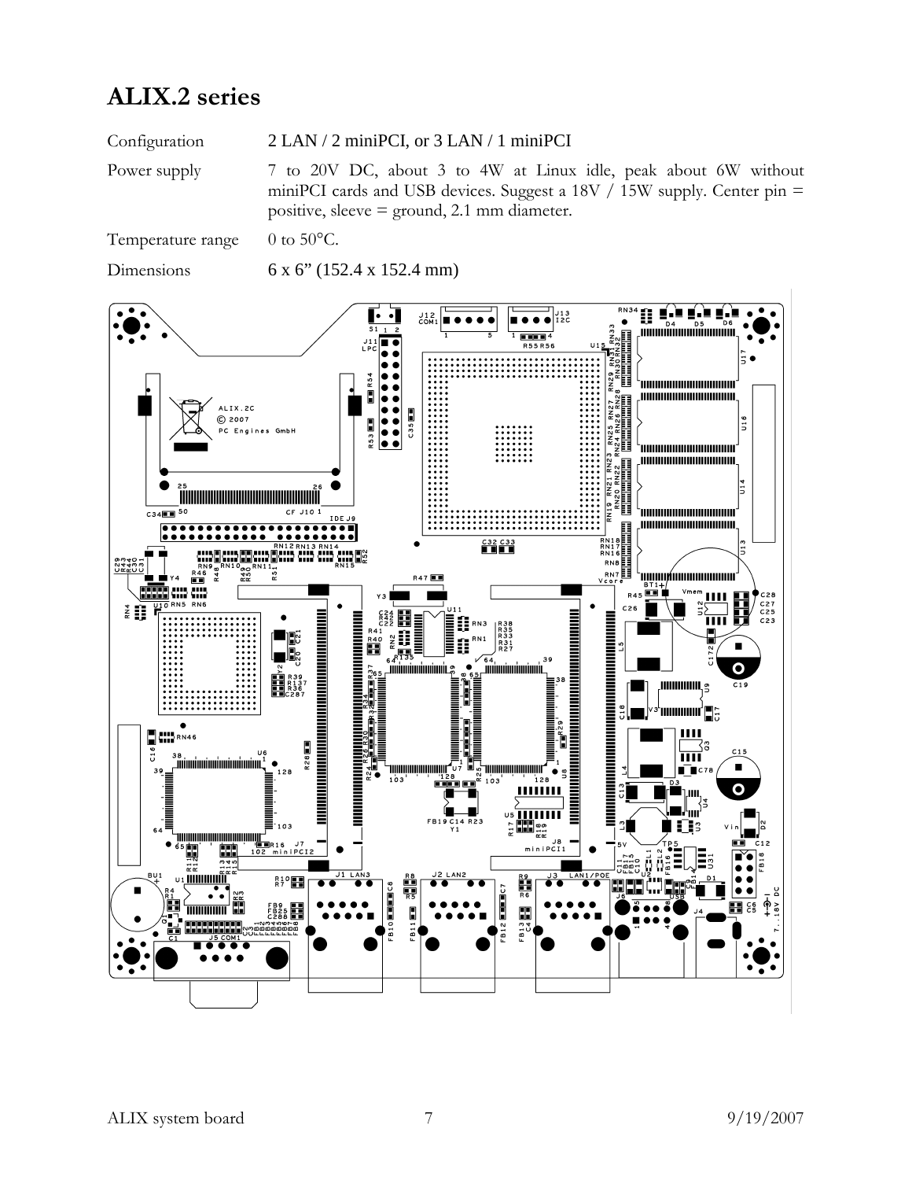# ALIX.2 series

| | |
|---|---|
| Configuration | 2 LAN / 2 miniPCI, or 3 LAN / 1 miniPCI |
| Power supply | 7 to 20V DC, about 3 to 4W at Linux idle, peak about 6W without miniPCI cards and USB devices. Suggest a 18V / 15W supply. Center pin = positive, sleeve = ground, 2.1 mm diameter. |
| Temperature range | 0 to 50°C. |
| Dimensions | 6 x 6" (152.4 x 152.4 mm) |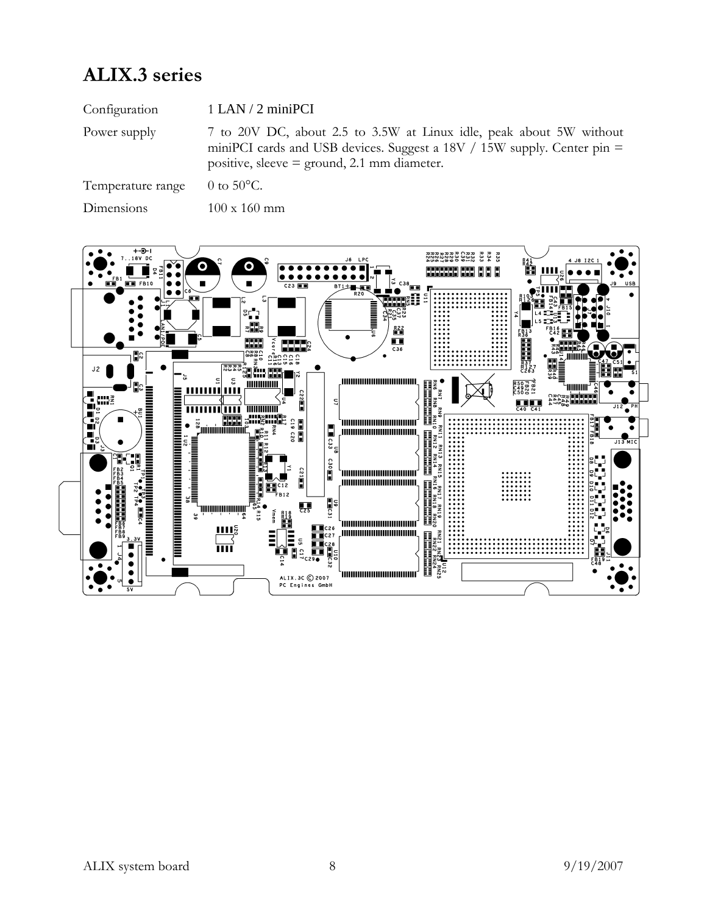# ALIX.3 series

| | |
|---|---|
| Configuration | 1 LAN / 2 miniPCI |
| Power supply | 7 to 20V DC, about 2.5 to 3.5W at Linux idle, peak about 5W without miniPCI cards and USB devices. Suggest a 18V / 15W supply. Center pin = positive, sleeve = ground, 2.1 mm diameter. |
| Temperature range | 0 to 50°C. |
| Dimensions | 100 x 160 mm |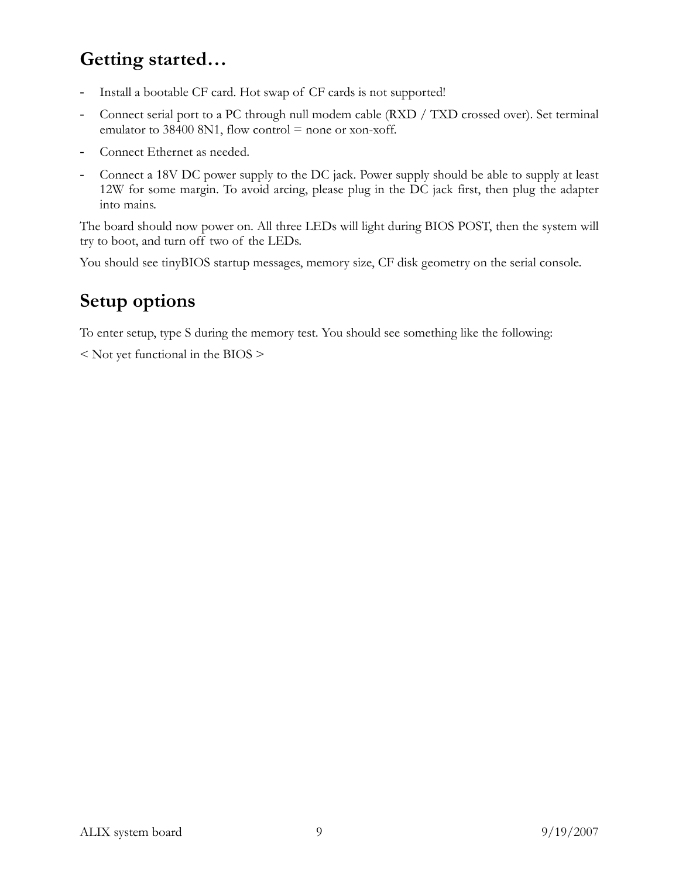## Getting started…

- Install a bootable CF card. Hot swap of CF cards is not supported!
- Connect serial port to a PC through null modem cable (RXD / TXD crossed over). Set terminal emulator to 38400 8N1, flow control = none or xon-xoff.
- Connect Ethernet as needed.
- Connect a 18V DC power supply to the DC jack. Power supply should be able to supply at least 12W for some margin. To avoid arcing, please plug in the DC jack first, then plug the adapter into mains.

The board should now power on. All three LEDs will light during BIOS POST, then the system will try to boot, and turn off two of the LEDs.

You should see tinyBIOS startup messages, memory size, CF disk geometry on the serial console.

## Setup options

To enter setup, type S during the memory test. You should see something like the following:

< Not yet functional in the BIOS >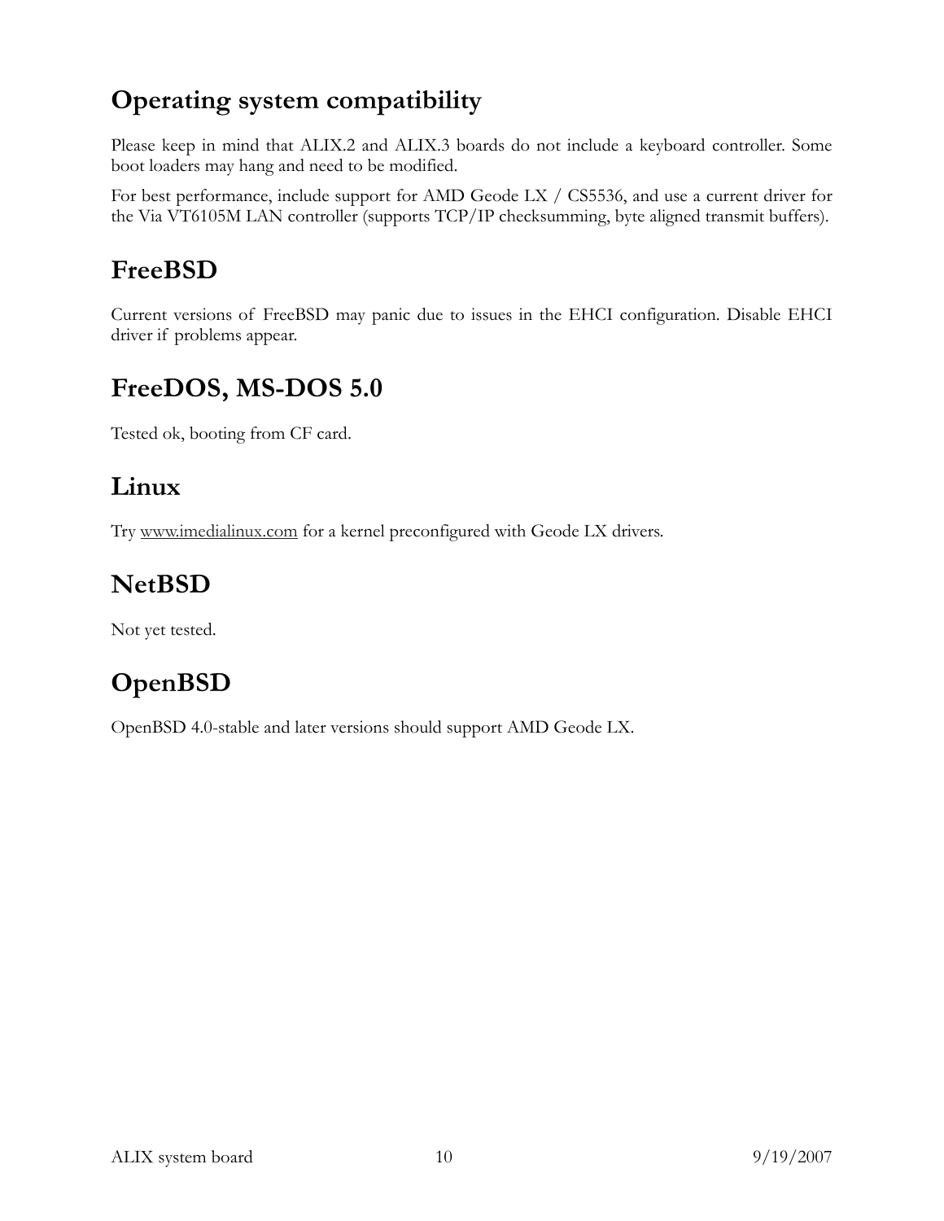# Operating system compatibility

Please keep in mind that ALIX.2 and ALIX.3 boards do not include a keyboard controller. Some boot loaders may hang and need to be modified.

For best performance, include support for AMD Geode LX / CS5536, and use a current driver for the Via VT6105M LAN controller (supports TCP/IP checksumming, byte aligned transmit buffers).

## FreeBSD

Current versions of FreeBSD may panic due to issues in the EHCI configuration. Disable EHCI driver if problems appear.

## FreeDOS, MS-DOS 5.0

Tested ok, booting from CF card.

## Linux

Try www.imedialinux.com for a kernel preconfigured with Geode LX drivers.

## NetBSD

Not yet tested.

## OpenBSD

OpenBSD 4.0-stable and later versions should support AMD Geode LX.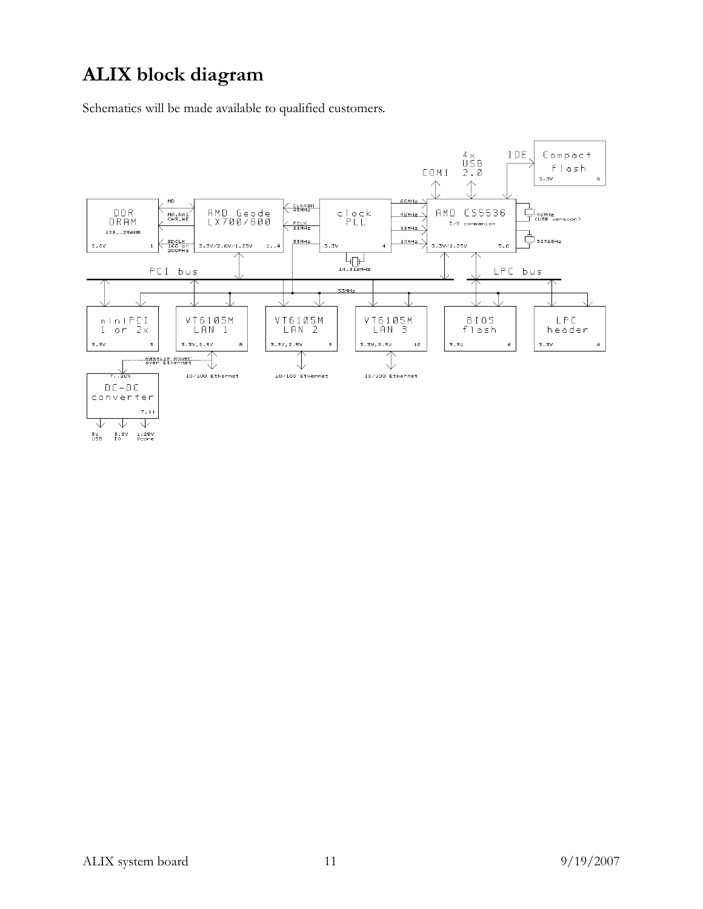# ALIX block diagram

Schematics will be made available to qualified customers.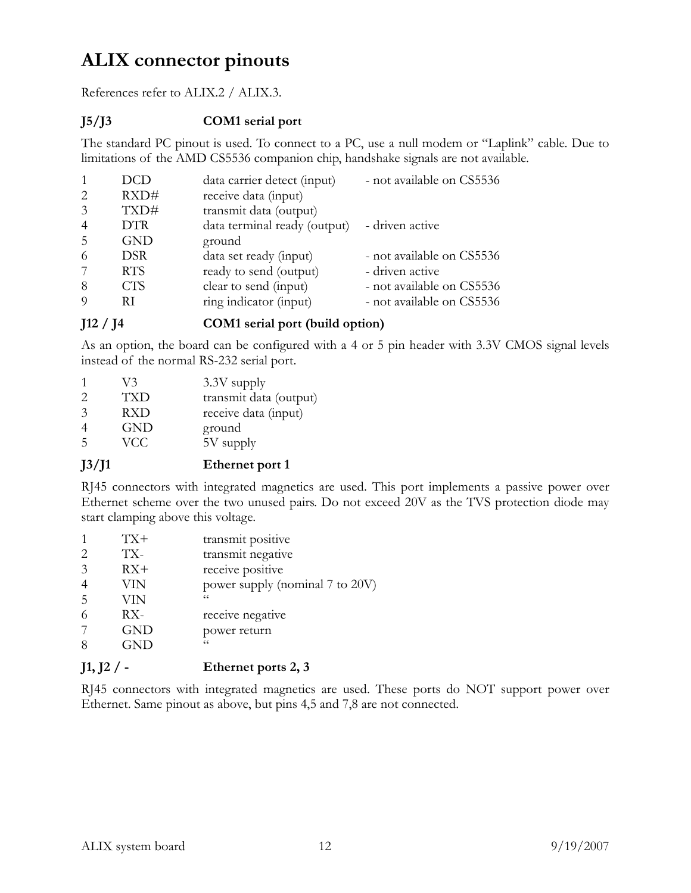# ALIX connector pinouts

References refer to ALIX.2 / ALIX.3.

### J5/J3 COM1 serial port

The standard PC pinout is used. To connect to a PC, use a null modem or "Laplink" cable. Due to limitations of the AMD CS5536 companion chip, handshake signals are not available.

| | | | |
|---|---|---|---|
| 1 | DCD | data carrier detect (input) | - not available on CS5536 |
| 2 | RXD# | receive data (input) | |
| 3 | TXD# | transmit data (output) | |
| 4 | DTR | data terminal ready (output) | - driven active |
| 5 | GND | ground | |
| 6 | DSR | data set ready (input) | - not available on CS5536 |
| 7 | RTS | ready to send (output) | - driven active |
| 8 | CTS | clear to send (input) | - not available on CS5536 |
| 9 | RI | ring indicator (input) | - not available on CS5536 |

### J12 / J4 COM1 serial port (build option)

As an option, the board can be configured with a 4 or 5 pin header with 3.3V CMOS signal levels instead of the normal RS-232 serial port.

| | | |
|---|---|---|
| 1 | V3 | 3.3V supply |
| 2 | TXD | transmit data (output) |
| 3 | RXD | receive data (input) |
| 4 | GND | ground |
| 5 | VCC | 5V supply |

### J3/J1 Ethernet port 1

RJ45 connectors with integrated magnetics are used. This port implements a passive power over Ethernet scheme over the two unused pairs. Do not exceed 20V as the TVS protection diode may start clamping above this voltage.

| | | |
|---|---|---|
| 1 | TX+ | transmit positive |
| 2 | TX- | transmit negative |
| 3 | RX+ | receive positive |
| 4 | VIN | power supply (nominal 7 to 20V) |
| 5 | VIN | " |
| 6 | RX- | receive negative |
| 7 | GND | power return |
| 8 | GND | " |

### J1, J2 / - Ethernet ports 2, 3

RJ45 connectors with integrated magnetics are used. These ports do NOT support power over Ethernet. Same pinout as above, but pins 4,5 and 7,8 are not connected.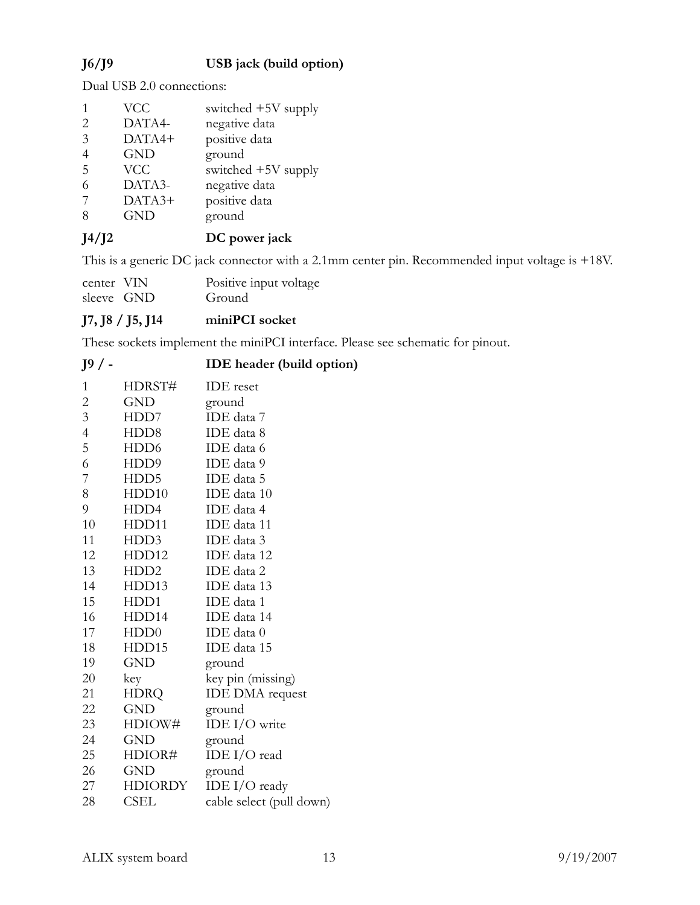### J6/J9 USB jack (build option)

Dual USB 2.0 connections:

| | | |
|---|---|---|
| 1 | VCC | switched +5V supply |
| 2 | DATA4- | negative data |
| 3 | DATA4+ | positive data |
| 4 | GND | ground |
| 5 | VCC | switched +5V supply |
| 6 | DATA3- | negative data |
| 7 | DATA3+ | positive data |
| 8 | GND | ground |

### J4/J2 DC power jack

This is a generic DC jack connector with a 2.1mm center pin. Recommended input voltage is +18V.

| | | |
|---|---|---|
| center | VIN | Positive input voltage |
| sleeve | GND | Ground |

### J7, J8 / J5, J14 miniPCI socket

These sockets implement the miniPCI interface. Please see schematic for pinout.

### J9 / - IDE header (build option)

| | | |
|---|---|---|
| 1 | HDRST# | IDE reset |
| 2 | GND | ground |
| 3 | HDD7 | IDE data 7 |
| 4 | HDD8 | IDE data 8 |
| 5 | HDD6 | IDE data 6 |
| 6 | HDD9 | IDE data 9 |
| 7 | HDD5 | IDE data 5 |
| 8 | HDD10 | IDE data 10 |
| 9 | HDD4 | IDE data 4 |
| 10 | HDD11 | IDE data 11 |
| 11 | HDD3 | IDE data 3 |
| 12 | HDD12 | IDE data 12 |
| 13 | HDD2 | IDE data 2 |
| 14 | HDD13 | IDE data 13 |
| 15 | HDD1 | IDE data 1 |
| 16 | HDD14 | IDE data 14 |
| 17 | HDD0 | IDE data 0 |
| 18 | HDD15 | IDE data 15 |
| 19 | GND | ground |
| 20 | key | key pin (missing) |
| 21 | HDRQ | IDE DMA request |
| 22 | GND | ground |
| 23 | HDIOW# | IDE I/O write |
| 24 | GND | ground |
| 25 | HDIOR# | IDE I/O read |
| 26 | GND | ground |
| 27 | HDIORDY | IDE I/O ready |
| 28 | CSEL | cable select (pull down) |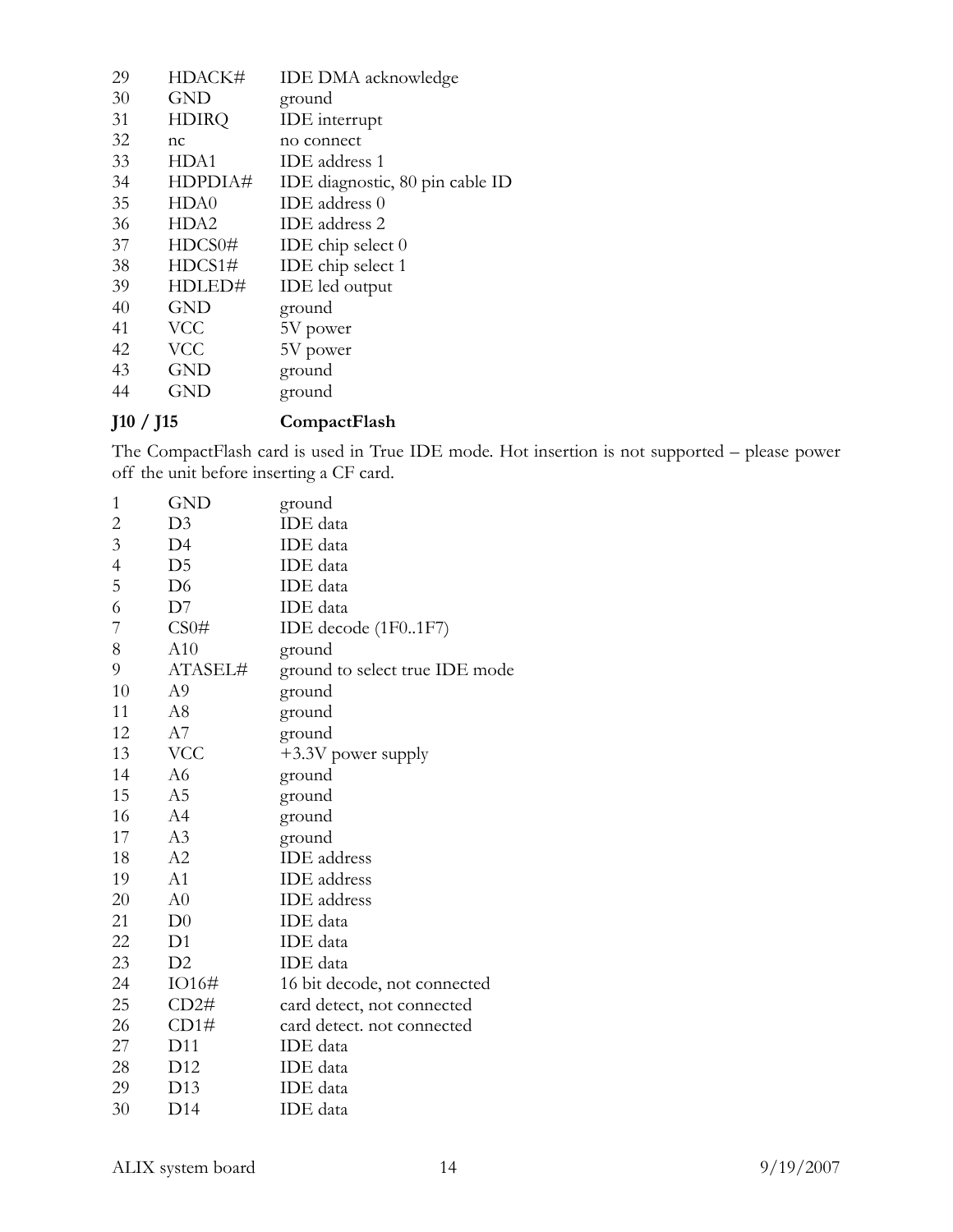| | | |
|---|---|---|
| 29 | HDACK# | IDE DMA acknowledge |
| 30 | GND | ground |
| 31 | HDIRQ | IDE interrupt |
| 32 | nc | no connect |
| 33 | HDA1 | IDE address 1 |
| 34 | HDPDIA# | IDE diagnostic, 80 pin cable ID |
| 35 | HDA0 | IDE address 0 |
| 36 | HDA2 | IDE address 2 |
| 37 | HDCS0# | IDE chip select 0 |
| 38 | HDCS1# | IDE chip select 1 |
| 39 | HDLED# | IDE led output |
| 40 | GND | ground |
| 41 | VCC | 5V power |
| 42 | VCC | 5V power |
| 43 | GND | ground |
| 44 | GND | ground |

**J10 / J15 CompactFlash**

The CompactFlash card is used in True IDE mode. Hot insertion is not supported – please power off the unit before inserting a CF card.

| | | |
|---|---|---|
| 1 | GND | ground |
| 2 | D3 | IDE data |
| 3 | D4 | IDE data |
| 4 | D5 | IDE data |
| 5 | D6 | IDE data |
| 6 | D7 | IDE data |
| 7 | CS0# | IDE decode (1F0..1F7) |
| 8 | A10 | ground |
| 9 | ATASEL# | ground to select true IDE mode |
| 10 | A9 | ground |
| 11 | A8 | ground |
| 12 | A7 | ground |
| 13 | VCC | +3.3V power supply |
| 14 | A6 | ground |
| 15 | A5 | ground |
| 16 | A4 | ground |
| 17 | A3 | ground |
| 18 | A2 | IDE address |
| 19 | A1 | IDE address |
| 20 | A0 | IDE address |
| 21 | D0 | IDE data |
| 22 | D1 | IDE data |
| 23 | D2 | IDE data |
| 24 | IO16# | 16 bit decode, not connected |
| 25 | CD2# | card detect, not connected |
| 26 | CD1# | card detect. not connected |
| 27 | D11 | IDE data |
| 28 | D12 | IDE data |
| 29 | D13 | IDE data |
| 30 | D14 | IDE data |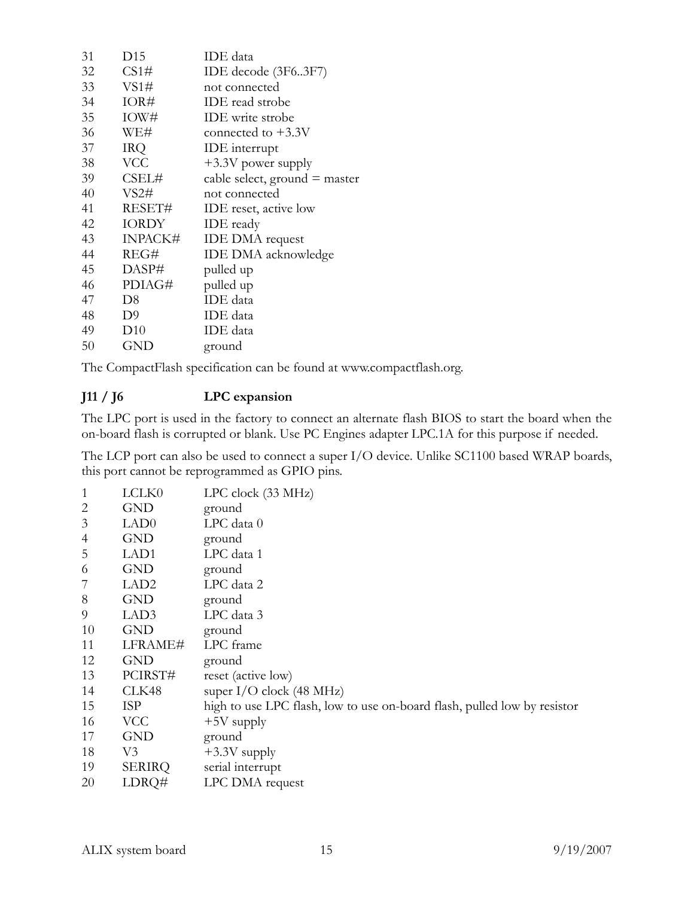| | | |
|---|---|---|
| 31 | D15 | IDE data |
| 32 | CS1# | IDE decode (3F6..3F7) |
| 33 | VS1# | not connected |
| 34 | IOR# | IDE read strobe |
| 35 | IOW# | IDE write strobe |
| 36 | WE# | connected to +3.3V |
| 37 | IRQ | IDE interrupt |
| 38 | VCC | +3.3V power supply |
| 39 | CSEL# | cable select, ground = master |
| 40 | VS2# | not connected |
| 41 | RESET# | IDE reset, active low |
| 42 | IORDY | IDE ready |
| 43 | INPACK# | IDE DMA request |
| 44 | REG# | IDE DMA acknowledge |
| 45 | DASP# | pulled up |
| 46 | PDIAG# | pulled up |
| 47 | D8 | IDE data |
| 48 | D9 | IDE data |
| 49 | D10 | IDE data |
| 50 | GND | ground |

The CompactFlash specification can be found at www.compactflash.org.

**J11 / J6 LPC expansion**

The LPC port is used in the factory to connect an alternate flash BIOS to start the board when the on-board flash is corrupted or blank. Use PC Engines adapter LPC.1A for this purpose if needed.

The LCP port can also be used to connect a super I/O device. Unlike SC1100 based WRAP boards, this port cannot be reprogrammed as GPIO pins.

| | | |
|---|---|---|
| 1 | LCLK0 | LPC clock (33 MHz) |
| 2 | GND | ground |
| 3 | LAD0 | LPC data 0 |
| 4 | GND | ground |
| 5 | LAD1 | LPC data 1 |
| 6 | GND | ground |
| 7 | LAD2 | LPC data 2 |
| 8 | GND | ground |
| 9 | LAD3 | LPC data 3 |
| 10 | GND | ground |
| 11 | LFRAME# | LPC frame |
| 12 | GND | ground |
| 13 | PCIRST# | reset (active low) |
| 14 | CLK48 | super I/O clock (48 MHz) |
| 15 | ISP | high to use LPC flash, low to use on-board flash, pulled low by resistor |
| 16 | VCC | +5V supply |
| 17 | GND | ground |
| 18 | V3 | +3.3V supply |
| 19 | SERIRQ | serial interrupt |
| 20 | LDRQ# | LPC DMA request |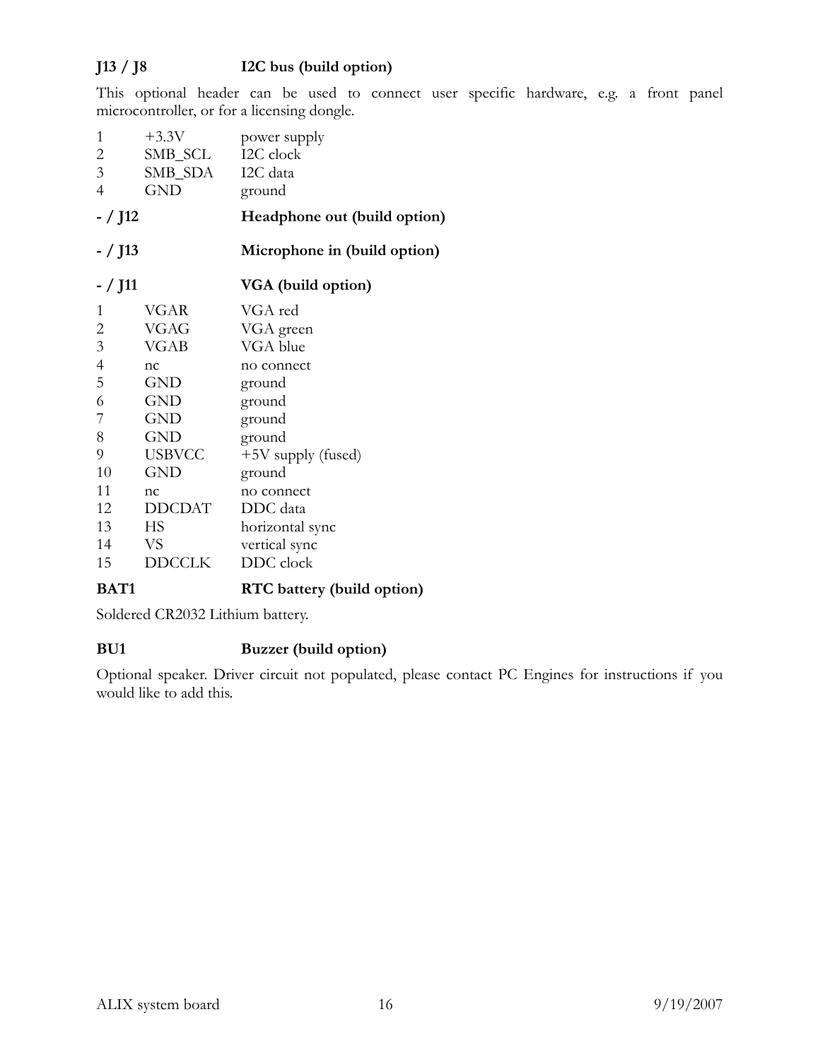### J13 / J8 I2C bus (build option)

This optional header can be used to connect user specific hardware, e.g. a front panel microcontroller, or for a licensing dongle.

| | | |
|---|---|---|
| 1 | +3.3V | power supply |
| 2 | SMB_SCL | I2C clock |
| 3 | SMB_SDA | I2C data |
| 4 | GND | ground |

### - / J12 Headphone out (build option)

### - / J13 Microphone in (build option)

### - / J11 VGA (build option)

| | | |
|---|---|---|
| 1 | VGAR | VGA red |
| 2 | VGAG | VGA green |
| 3 | VGAB | VGA blue |
| 4 | nc | no connect |
| 5 | GND | ground |
| 6 | GND | ground |
| 7 | GND | ground |
| 8 | GND | ground |
| 9 | USBVCC | +5V supply (fused) |
| 10 | GND | ground |
| 11 | nc | no connect |
| 12 | DDCDAT | DDC data |
| 13 | HS | horizontal sync |
| 14 | VS | vertical sync |
| 15 | DDCCLK | DDC clock |

### BAT1 RTC battery (build option)

Soldered CR2032 Lithium battery.

### BU1 Buzzer (build option)

Optional speaker. Driver circuit not populated, please contact PC Engines for instructions if you would like to add this.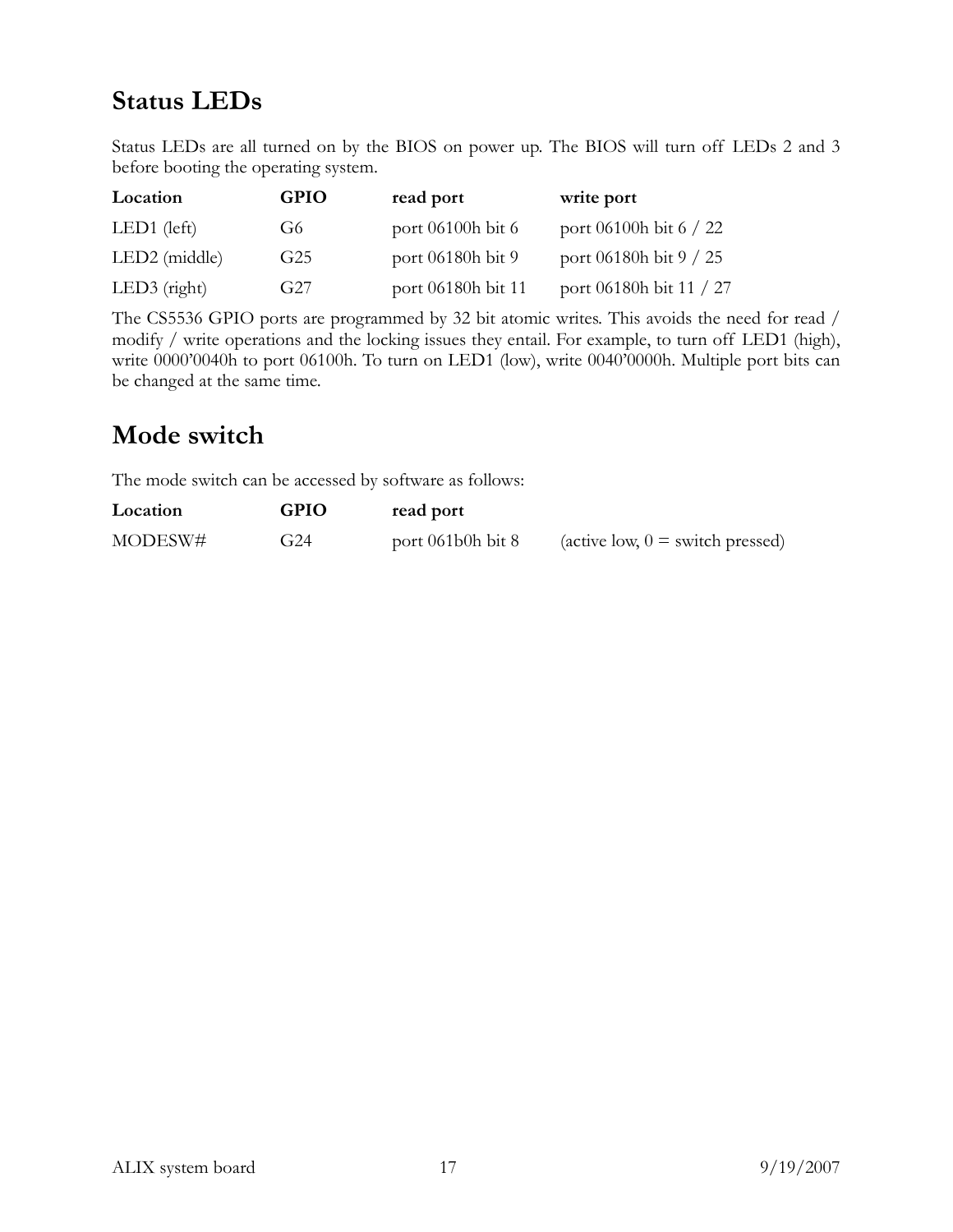## Status LEDs

Status LEDs are all turned on by the BIOS on power up. The BIOS will turn off LEDs 2 and 3 before booting the operating system.

| Location | GPIO | read port | write port |
|---|---|---|---|
| LED1 (left) | G6 | port 06100h bit 6 | port 06100h bit 6 / 22 |
| LED2 (middle) | G25 | port 06180h bit 9 | port 06180h bit 9 / 25 |
| LED3 (right) | G27 | port 06180h bit 11 | port 06180h bit 11 / 27 |

The CS5536 GPIO ports are programmed by 32 bit atomic writes. This avoids the need for read / modify / write operations and the locking issues they entail. For example, to turn off LED1 (high), write 0000'0040h to port 06100h. To turn on LED1 (low), write 0040'0000h. Multiple port bits can be changed at the same time.

## Mode switch

The mode switch can be accessed by software as follows:

| Location | GPIO | read port | |
|---|---|---|---|
| MODESW# | G24 | port 061b0h bit 8 | (active low, 0 = switch pressed) |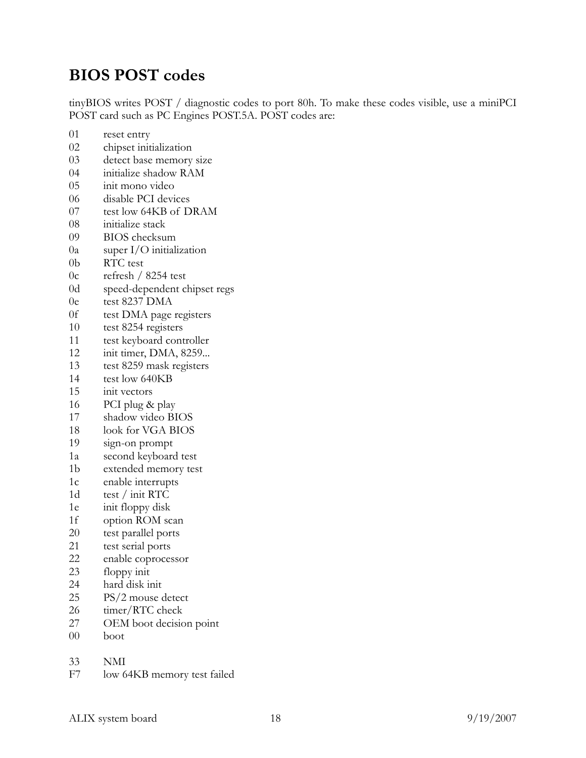## BIOS POST codes

tinyBIOS writes POST / diagnostic codes to port 80h. To make these codes visible, use a miniPCI POST card such as PC Engines POST.5A. POST codes are:

| | |
|---|---|
| 01 | reset entry |
| 02 | chipset initialization |
| 03 | detect base memory size |
| 04 | initialize shadow RAM |
| 05 | init mono video |
| 06 | disable PCI devices |
| 07 | test low 64KB of DRAM |
| 08 | initialize stack |
| 09 | BIOS checksum |
| 0a | super I/O initialization |
| 0b | RTC test |
| 0c | refresh / 8254 test |
| 0d | speed-dependent chipset regs |
| 0e | test 8237 DMA |
| 0f | test DMA page registers |
| 10 | test 8254 registers |
| 11 | test keyboard controller |
| 12 | init timer, DMA, 8259... |
| 13 | test 8259 mask registers |
| 14 | test low 640KB |
| 15 | init vectors |
| 16 | PCI plug & play |
| 17 | shadow video BIOS |
| 18 | look for VGA BIOS |
| 19 | sign-on prompt |
| 1a | second keyboard test |
| 1b | extended memory test |
| 1c | enable interrupts |
| 1d | test / init RTC |
| 1e | init floppy disk |
| 1f | option ROM scan |
| 20 | test parallel ports |
| 21 | test serial ports |
| 22 | enable coprocessor |
| 23 | floppy init |
| 24 | hard disk init |
| 25 | PS/2 mouse detect |
| 26 | timer/RTC check |
| 27 | OEM boot decision point |
| 00 | boot |

| | |
|---|---|
| 33 | NMI |
| F7 | low 64KB memory test failed |